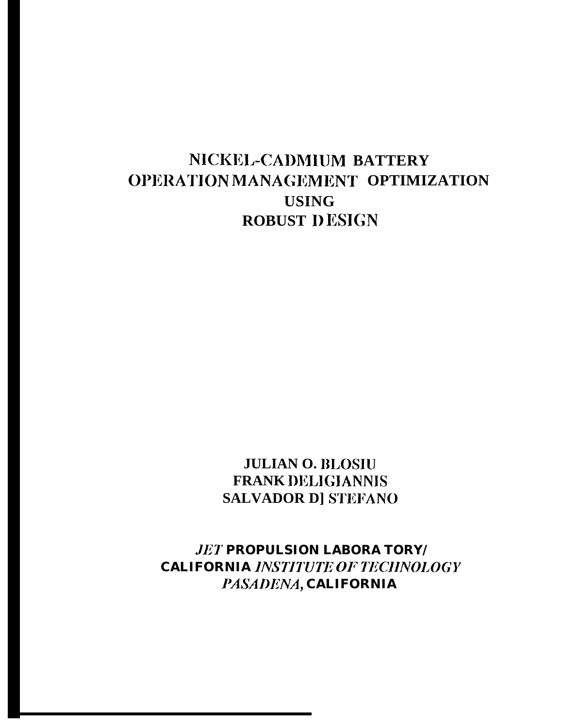# NICKEL-CADMIUM BATTERY OPERATION MANAGEMENT OPTIMIZATION USING ROBUST DESIGN

**JULIAN O. BLOSIU**
**FRANK DELIGIANNIS**
**SALVADOR DI STEFANO**

**JET PROPULSION LABORATORY/**
**CALIFORNIA INSTITUTE OF TECHNOLOGY**
**PASADENA, CALIFORNIA**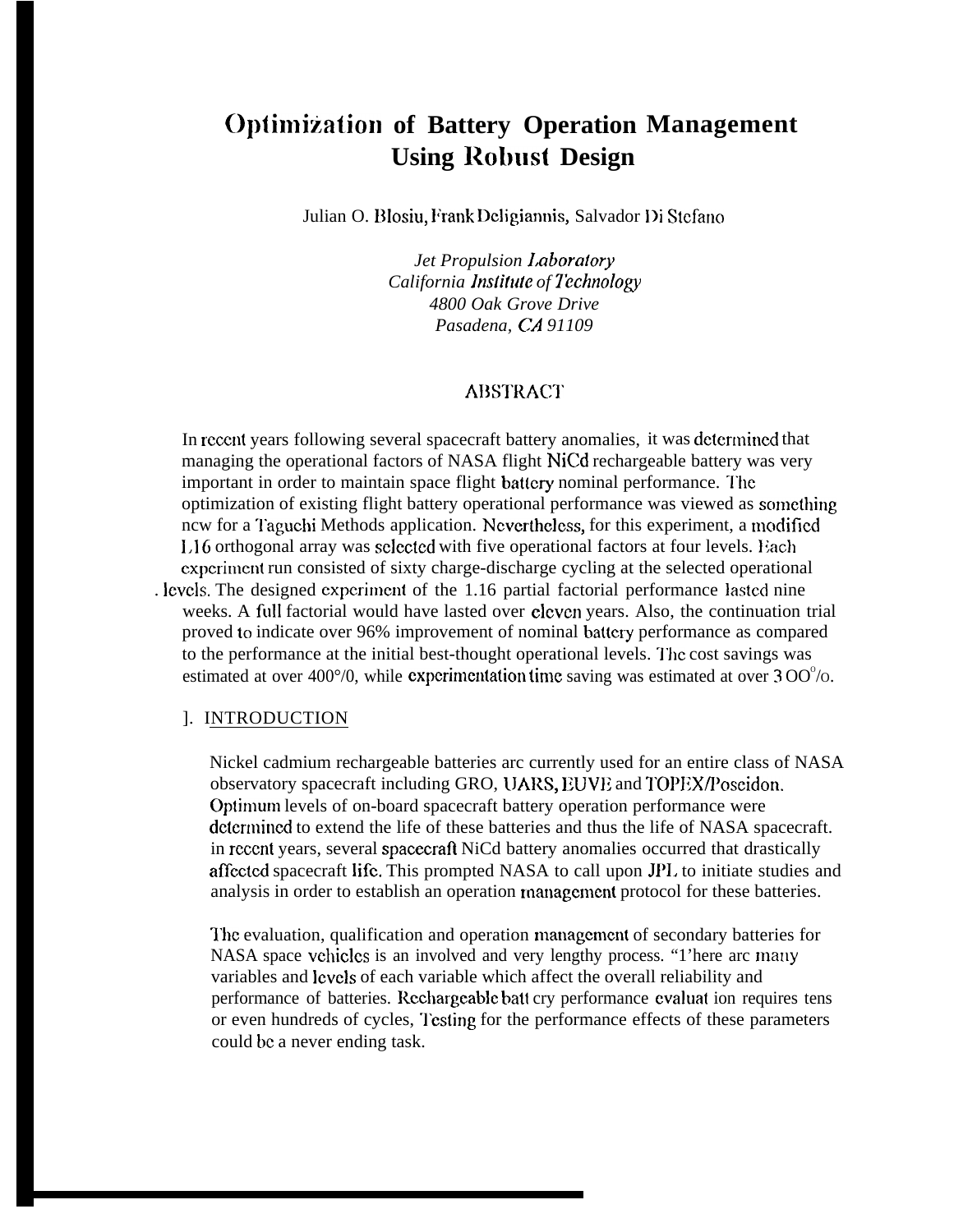# Optimization of Battery Operation Management Using Robust Design

Julian O. Blosiu, Frank Deligiannis, Salvador Di Stefano

*Jet Propulsion Laboratory*
*California Institute of Technology*
*4800 Oak Grove Drive*
*Pasadena, CA 91109*

## ABSTRACT

In recent years following several spacecraft battery anomalies, it was determined that managing the operational factors of NASA flight NiCd rechargeable battery was very important in order to maintain space flight battery nominal performance. The optimization of existing flight battery operational performance was viewed as something new for a Taguchi Methods application. Nevertheless, for this experiment, a modified L16 orthogonal array was selected with five operational factors at four levels. Each experiment run consisted of sixty charge-discharge cycling at the selected operational levels. The designed experiment of the L16 partial factorial performance lasted nine weeks. A full factorial would have lasted over eleven years. Also, the continuation trial proved to indicate over 96% improvement of nominal battery performance as compared to the performance at the initial best-thought operational levels. The cost savings was estimated at over 400%, while experimentation time saving was estimated at over 300%.

## 1. INTRODUCTION

Nickel cadmium rechargeable batteries are currently used for an entire class of NASA observatory spacecraft including GRO, UARS, EUVE and TOPEX/Poseidon. Optimum levels of on-board spacecraft battery operation performance were determined to extend the life of these batteries and thus the life of NASA spacecraft. In recent years, several spacecraft NiCd battery anomalies occurred that drastically affected spacecraft life. This prompted NASA to call upon JPL to initiate studies and analysis in order to establish an operation management protocol for these batteries.

The evaluation, qualification and operation management of secondary batteries for NASA space vehicles is an involved and very lengthy process. "There are many variables and levels of each variable which affect the overall reliability and performance of batteries. Rechargeable battery performance evaluation requires tens or even hundreds of cycles, Testing for the performance effects of these parameters could be a never ending task.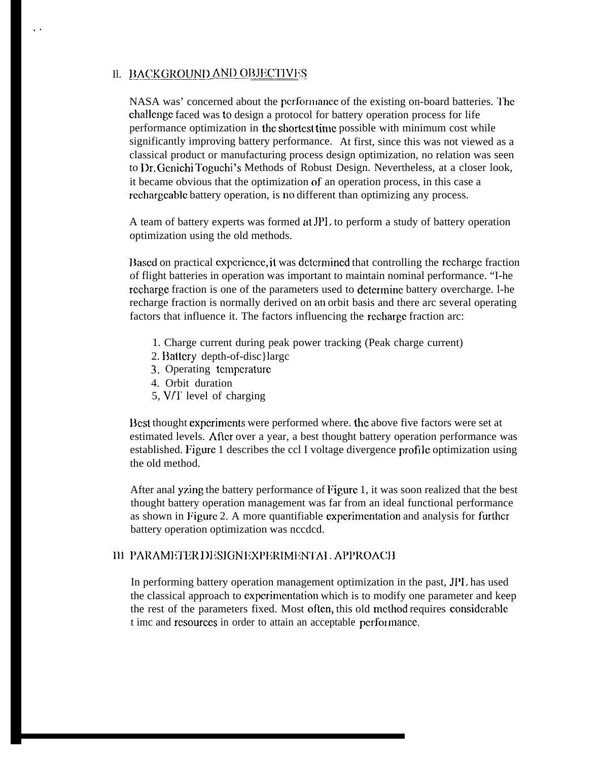## II. BACKGROUND AND OBJECTIVES

NASA was' concerned about the performance of the existing on-board batteries. The challenge faced was to design a protocol for battery operation process for life performance optimization in the shortest time possible with minimum cost while significantly improving battery performance. At first, since this was not viewed as a classical product or manufacturing process design optimization, no relation was seen to Dr. Genichi Toguchi's Methods of Robust Design. Nevertheless, at a closer look, it became obvious that the optimization of an operation process, in this case a rechargeable battery operation, is no different than optimizing any process.

A team of battery experts was formed at JPL to perform a study of battery operation optimization using the old methods.

Based on practical experience, it was determined that controlling the recharge fraction of flight batteries in operation was important to maintain nominal performance. "I-he recharge fraction is one of the parameters used to determine battery overcharge. l-he recharge fraction is normally derived on an orbit basis and there arc several operating factors that influence it. The factors influencing the recharge fraction arc:

1. Charge current during peak power tracking (Peak charge current)
2. Battery depth-of-disc}largc
3. Operating temperature
4. Orbit duration
5. V/T level of charging

Best thought experiments were performed where. the above five factors were set at estimated levels. After over a year, a best thought battery operation performance was established. Figure 1 describes the ccl I voltage divergence profile optimization using the old method.

After anal yzing the battery performance of Figure 1, it was soon realized that the best thought battery operation management was far from an ideal functional performance as shown in Figure 2. A more quantifiable experimentation and analysis for further battery operation optimization was nccdcd.

## III PARAMETER DESIGN EXPERIMENTAL APPROACH

In performing battery operation management optimization in the past, JPL has used the classical approach to experimentation which is to modify one parameter and keep the rest of the parameters fixed. Most often, this old method requires considerable t imc and resources in order to attain an acceptable performance.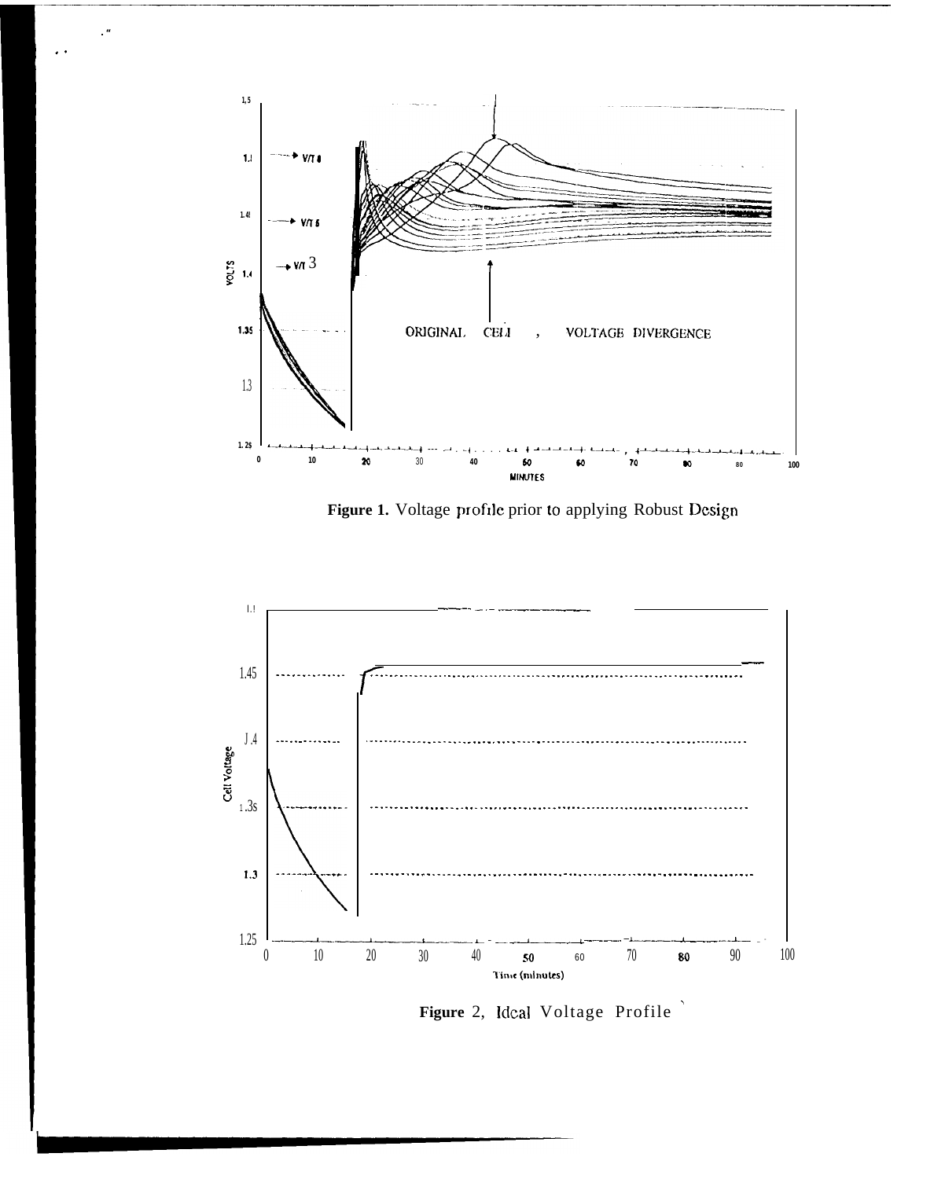Figure 1. Voltage profile prior to applying Robust Design

Figure 2, Ideal Voltage Profile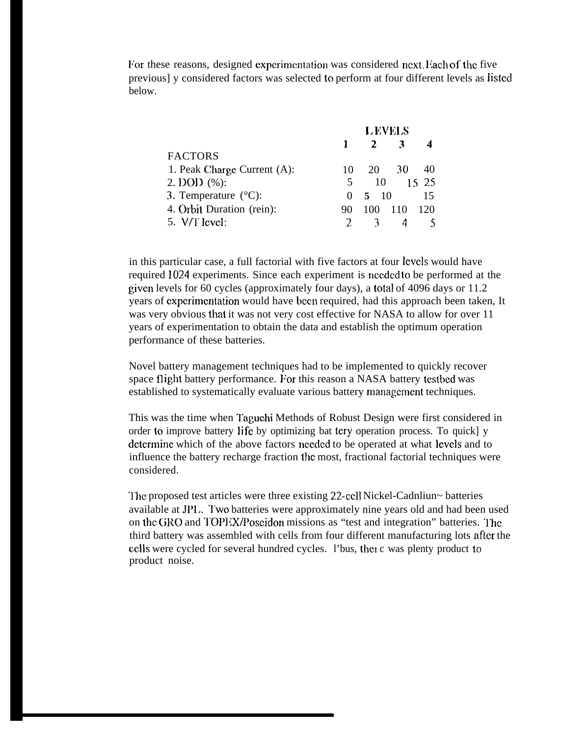For these reasons, designed experimentation was considered next. Each of the five previously considered factors was selected to perform at four different levels as listed below.

| FACTORS | LEVELS 1 | 2 | 3 | 4 |
|---|---|---|---|---|
| 1. Peak Charge Current (A): | 10 | 20 | 30 | 40 |
| 2. DOD (%): | 5 | 10 | 15 | 25 |
| 3. Temperature (°C): | 0 | 5 | 10 | 15 |
| 4. Orbit Duration (rein): | 90 | 100 | 110 | 120 |
| 5. V/T level: | 2 | 3 | 4 | 5 |

in this particular case, a full factorial with five factors at four levels would have required 1024 experiments. Since each experiment is needed to be performed at the given levels for 60 cycles (approximately four days), a total of 4096 days or 11.2 years of experimentation would have been required, had this approach been taken, It was very obvious that it was not very cost effective for NASA to allow for over 11 years of experimentation to obtain the data and establish the optimum operation performance of these batteries.

Novel battery management techniques had to be implemented to quickly recover space flight battery performance. For this reason a NASA battery testbed was established to systematically evaluate various battery management techniques.

This was the time when Taguchi Methods of Robust Design were first considered in order to improve battery life by optimizing battery operation process. To quickly determine which of the above factors needed to be operated at what levels and to influence the battery recharge fraction the most, fractional factorial techniques were considered.

The proposed test articles were three existing 22-cell Nickel-Cadmium batteries available at JPL. Two batteries were approximately nine years old and had been used on the GRO and TOPEX/Poseidon missions as "test and integration" batteries. The third battery was assembled with cells from four different manufacturing lots after the cells were cycled for several hundred cycles. Thus, there was plenty product to product noise.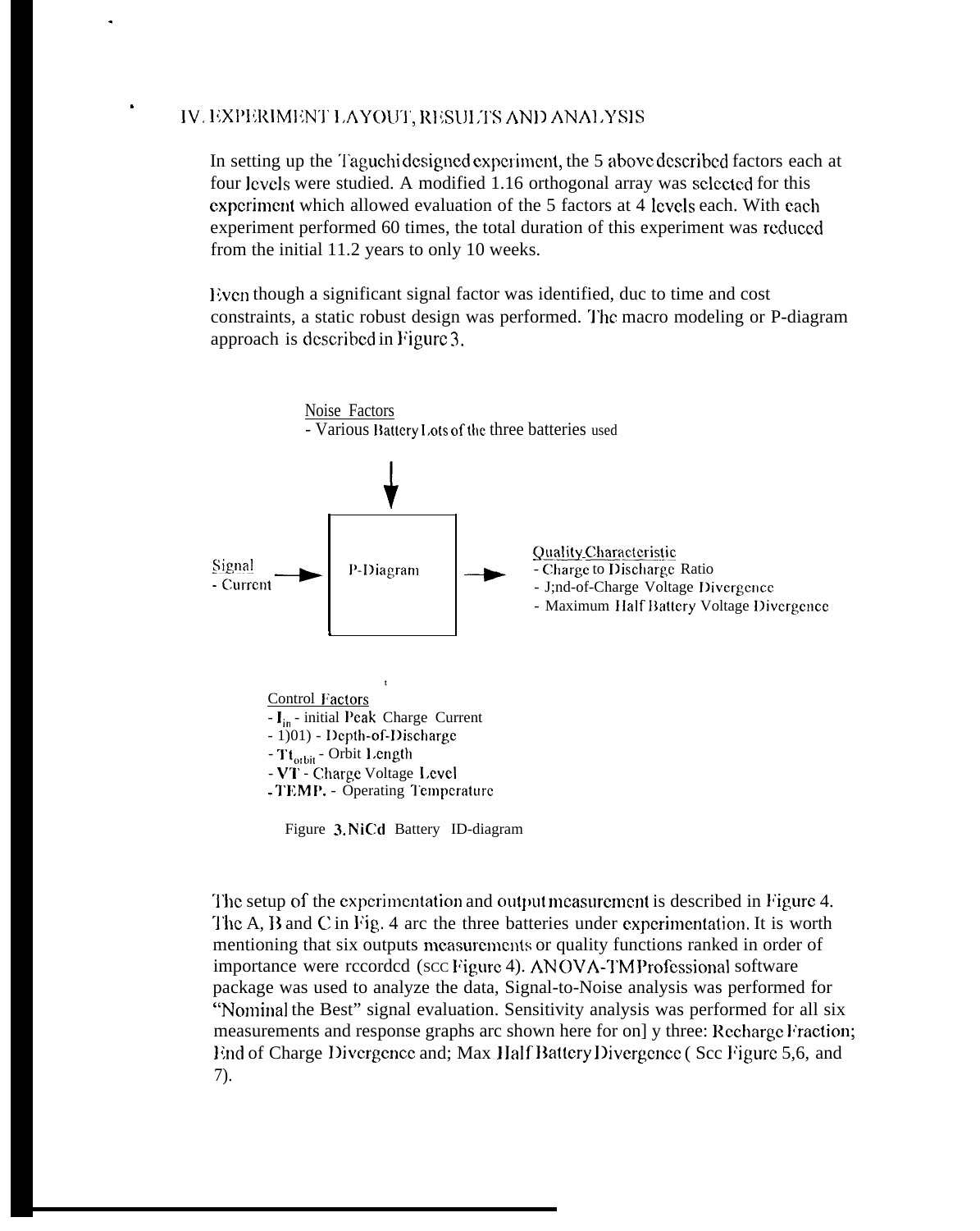## IV. EXPERIMENT LAYOUT, RESULTS AND ANALYSIS

In setting up the Taguchi designed experiment, the 5 above described factors each at four levels were studied. A modified L16 orthogonal array was selected for this experiment which allowed evaluation of the 5 factors at 4 levels each. With each experiment performed 60 times, the total duration of this experiment was reduced from the initial 11.2 years to only 10 weeks.

Even though a significant signal factor was identified, due to time and cost constraints, a static robust design was performed. The macro modeling or P-diagram approach is described in Figure 3.

Noise Factors
- Various Battery Lots of the three batteries used

Signal
- Current

P-Diagram

Quality Characteristic
- Charge to Discharge Ratio
- End-of-Charge Voltage Divergence
- Maximum Half Battery Voltage Divergence

Control Factors
- $I_{in}$ - initial Peak Charge Current
- DOD - Depth-of-Discharge
- $Tt_{orbit}$ - Orbit Length
- **VT** - Charge Voltage Level
- **TEMP.** - Operating Temperature

Figure 3. NiCd Battery P-diagram

The setup of the experimentation and output measurement is described in Figure 4. The A, B and C in Fig. 4 are the three batteries under experimentation. It is worth mentioning that six outputs measurements or quality functions ranked in order of importance were recorded (see Figure 4). ANOVA-TM Professional software package was used to analyze the data, Signal-to-Noise analysis was performed for "Nominal the Best" signal evaluation. Sensitivity analysis was performed for all six measurements and response graphs are shown here for only three: Recharge Fraction; End of Charge Divergence and; Max Half Battery Divergence ( See Figure 5,6, and 7).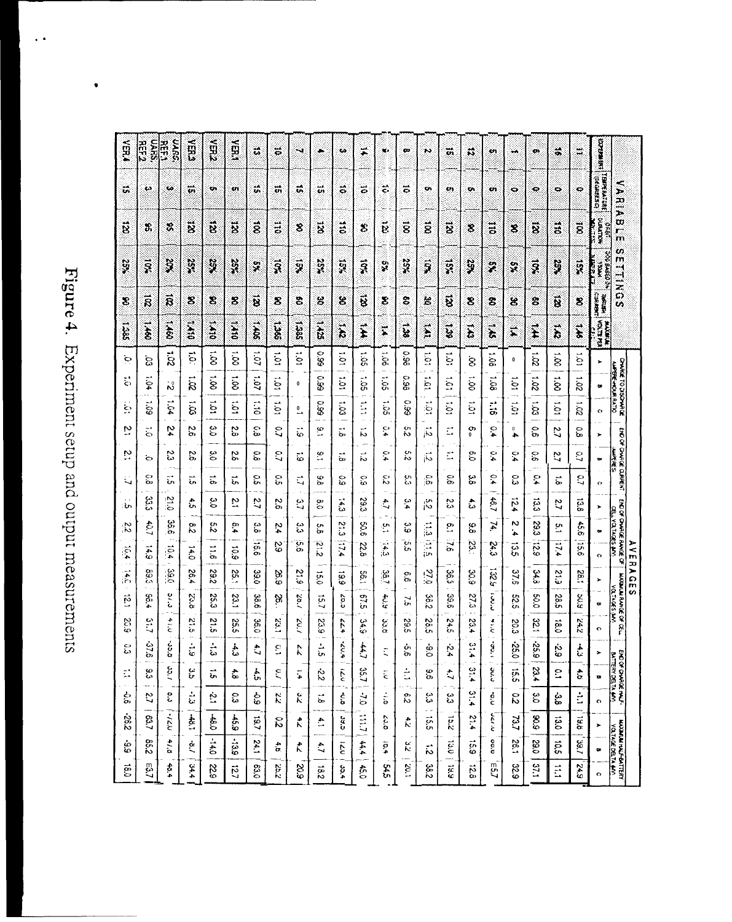| VARIABLE SETTINGS | | | | | | AVERAGES | | | | | | | | | | | | | | | | | |
|---|---|---|---|---|---|---|---|---|---|---|---|---|---|---|---|---|---|---|---|---|---|---|---|
| EXPERIMENT | TEMPERATURE (DEGREES C) | ORBIT DURATION (MINUTES) | DOD BASED ON 150AH | INRUSH CURRENT | MAXIMUM VOLTS PER CELL | CHARGE TO DISCHARGE AMPERE-HOUR RATIO | | | END OF CHARGE CURRENT AMPERES | | | END OF CHARGE RANGE OF CELL VOLTAGES (MV) | | | MAXIMUM RANGE OF CELL VOLTAGES (MV) | | | END OF CHARGE HALF-BATTERY DELTA (MV) | | | MAXIMUM HALF-BATTERY VOLTAGE DELTA (MV) | | |
| | | | | | | A | B | C | A | B | C | A | B | C | A | B | C | A | B | C | A | B | C |
| 11 | 0 | 100 | 15% | 90 | 1.46 | 1.01 | 1.02 | 1.02 | 0.8 | 0.7 | 0.7 | 13.8 | 45.6 | 15.6 | 28.1 | 50.9 | 24.2 | -4.3 | 4.0 | -1.1 | 19.6 | 39.7 | 24.9 |
| 16 | 0 | 110 | 25% | 120 | 1.42 | 1.00 | 1.00 | 1.01 | 2.7 | 2.7 | 1.8 | 2.7 | 5.1 | 17.4 | 21.9 | 28.5 | 18.0 | -2.9 | 0.1 | -3.8 | 13.0 | 10.5 | 11.1 |
| 6 | 0 | 120 | 10% | 60 | 1.44 | 1.02 | 1.02 | 1.03 | 0.6 | 0.6 | 0.4 | 13.3 | 29.3 | 12.9 | 34.8 | 50.0 | 32.1 | -25.9 | 23.4 | 3.0 | 90.9 | 29.0 | 37.1 |
| 1 | 0 | 90 | 5% | 30 | 1.4 | 0 | 1.01 | 1.01 | 0.4 | 0.4 | 0.3 | 12.4 | 2.4 | 13.5 | 37.8 | 52.5 | 20.3 | -25.0 | 15.5 | 0.2 | 73.7 | 26.1 | 32.9 |
| 5 | 5 | 110 | 5% | 60 | 1.45 | 1.06 | 1.08 | 1.16 | 0.4 | 0.4 | 0.4 | 46.7 | 74. | 24.3 | 132.9 | | 41.0 | -30. | 30. | -0.0 | | | 57 |
| 12 | 5 | 90 | 25% | 90 | 1.43 | .00 | 1.00 | 1.01 | 6. | 6.0 | 3.8 | 4.3 | 9.8 | 23. | 30.9 | 27.3 | 23.4 | 31.4 | 31.4 | 31.4 | 21.4 | 15.9 | 12.8 |
| 15 | 5 | 120 | 15% | 120 | 1.39 | 1.01 | 1.01 | 1.01 | 1.1 | 1.1 | 0.6 | 2.3 | 6.1 | 7.6 | 36.3 | 39.6 | 24.5 | -2.4 | 4.7 | 3.3 | 15.2 | 13.0 | 19.9 |
| 2 | 5 | 100 | 10% | 30 | 1.41 | 1.01 | 1.01 | 1.01 | 1.2 | 1.2 | 0.6 | 5.2 | 11.3 | 11.5 | 27.0 | 36.2 | 26.5 | -9.0 | 9.6 | 3.3 | 15.5 | 1.2 | 38.2 |
| 8 | 10 | 100 | 25% | 60 | 1.38 | 0.98 | 0.98 | 0.99 | 5.2 | 5.2 | 5.3 | 3.4 | 3.9 | 5.5 | 6.6 | 7.5 | 29.5 | -5.6 | -1.1 | 6.2 | 4.2 | 3.2 | 20.1 |
| 9 | 10 | 120 | 5% | 90 | 1.4 | 1.06 | 1.05 | 1.05 | 0.4 | 0.4 | 0.2 | 4.7 | 5.1 | 14.3 | 38.7 | 40.9 | 33.6 | 1.1 | 0.0 | -1.0 | | 10.4 | 54.5 |
| 14 | 10 | 90 | 10% | 120 | 1.44 | 1.05 | 1.05 | 1.11 | 1.2 | 1.2 | 0.9 | 29.3 | 50.6 | 22.6 | 56.1 | 67.5 | 34.9 | -44.7 | 35.7 | -7.0 | 111.7 | 44.4 | 45.0 |
| 3 | 10 | 110 | 15% | 30 | 1.42 | 1.01 | 1.01 | 1.03 | 1.6 | 1.8 | 0.9 | 14.3 | 21.3 | 17.4 | 19.9 | 20.0 | 22.4 | -20.4 | 12.0 | -0.0 | 35.0 | 12.0 | 33.4 |
| 4 | 15 | 120 | 25% | 30 | 1.425 | 0.99 | 0.99 | 0.99 | 9.1 | 9.1 | 9.8 | 8.0 | 5.6 | 21.2 | 15.0 | 15.7 | 23.9 | -1.5 | -2.2 | 1.6 | 4.1 | 4.7 | 18.2 |
| 7 | 15 | 90 | 15% | 60 | 1.385 | 1.01 | 0 | 1.01 | 1.9 | 1.9 | 1.7 | 3.7 | 3.3 | 5.6 | 21.9 | 20.7 | 20.7 | 2.2 | 1.4 | 3.2 | 4.2 | 4.2 | 20.9 |
| 10 | 15 | 110 | 10% | 90 | 1.365 | 1.01 | 1.01 | 1.01 | 0.7 | 0.7 | 0.5 | 2.6 | 2.4 | 2.9 | 26.9 | 26. | 23.1 | 0.1 | 0.7 | 2.2 | 0.2 | 4.6 | 25.2 |
| 13 | 15 | 100 | 5% | 120 | 1.405 | 1.07 | 1.07 | 1.10 | 0.8 | 0.8 | 0.5 | 2.7 | 3.8 | 16.6 | 39.0 | 38.6 | 36.0 | 4.7 | -4.5 | -0.9 | 19.7 | 24.1 | 63.0 |
| VER.1 | 5 | 120 | 25% | 90 | 1.410 | 1.00 | 1.00 | 1.01 | 2.6 | 2.6 | 1.5 | 2.1 | 8.4 | 10.9 | 25.1 | 23.1 | 25.5 | -4.3 | 4.8 | 0.3 | -45.9 | -13.9 | 12.7 |
| VER.2 | 5 | 120 | 25% | 90 | 1.410 | 1.00 | 1.00 | 1.01 | 3.0 | 3.0 | 1.6 | 3.0 | 5.2 | 11.6 | 29.2 | 25.3 | 21.5 | -1.3 | 1.5 | -2.1 | -48.0 | -14.0 | 22.9 |
| VER.3 | 15 | 120 | 25% | 90 | 1.410 | 1.01 | 1.02 | 1.03 | 2.6 | 2.6 | 1.5 | 4.5 | 8.2 | 14.0 | 26.4 | 23.6 | 21.5 | -1.9 | 3.5 | -1.3 | -48.1 | -8.7 | 34.4 |
| UARS REF.1 | 3 | 95 | 20% | 102 | 1.460 | 1.02 | 1.2 | 1.04 | 2.4 | 2.3 | 1.5 | 21.0 | 36.6 | 10.4 | 39.6 | | 41.0 | | | 0.3 | | | 40.4 |
| UARS REF.2 | 3 | 95 | 10% | 102 | 1.460 | .03 | 1.04 | 1.09 | 1.0 | .0 | 0.8 | 33.3 | 40.7 | 14.9 | 69.5 | 96.4 | 51.7 | -37.6 | 9.3 | 2.7 | 63.7 | 65.2 | 63.7 |
| VER.4 | 15 | 120 | 25% | 90 | 1.385 | .0 | 1.0 | 1.01 | 2.1 | 2.1 | .7 | .5 | 2.2 | 10.4 | 14.0 | 12.1 | 20.9 | 0.3 | 1.1 | -0.6 | -26.2 | -9.9 | 18.0 |

Figure 4. Experiment setup and output measurements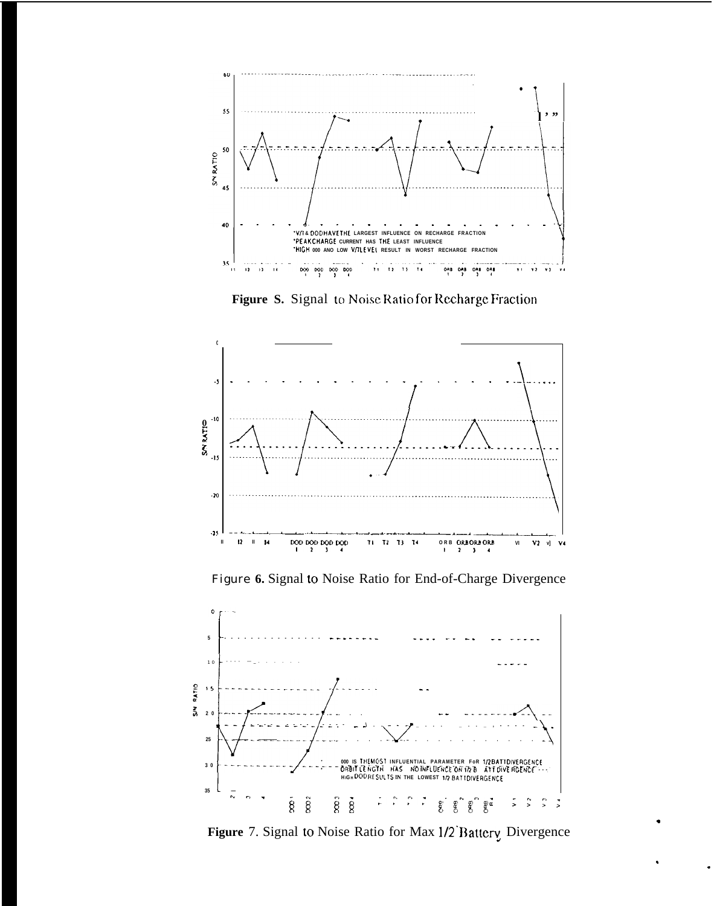*V/T & DOD HAVE THE LARGEST INFLUENCE ON RECHARGE FRACTION
*PEAK CHARGE CURRENT HAS THE LEAST INFLUENCE
*HIGH DOD AND LOW V/T LEVEL RESULT IN WORST RECHARGE FRACTION

**Figure 5.** Signal to Noise Ratio for Recharge Fraction

**Figure 6.** Signal to Noise Ratio for End-of-Charge Divergence

DOD IS THE MOST INFLUENTIAL PARAMETER FOR 1/2 BATT DIVERGENCE
ORBIT LENGTH HAS NO INFLUENCE ON 1/2 BATT DIVERGENCE
HIGH DOD RESULTS IN THE LOWEST 1/2 BATT DIVERGENCE

**Figure 7.** Signal to Noise Ratio for Max 1/2 Battery Divergence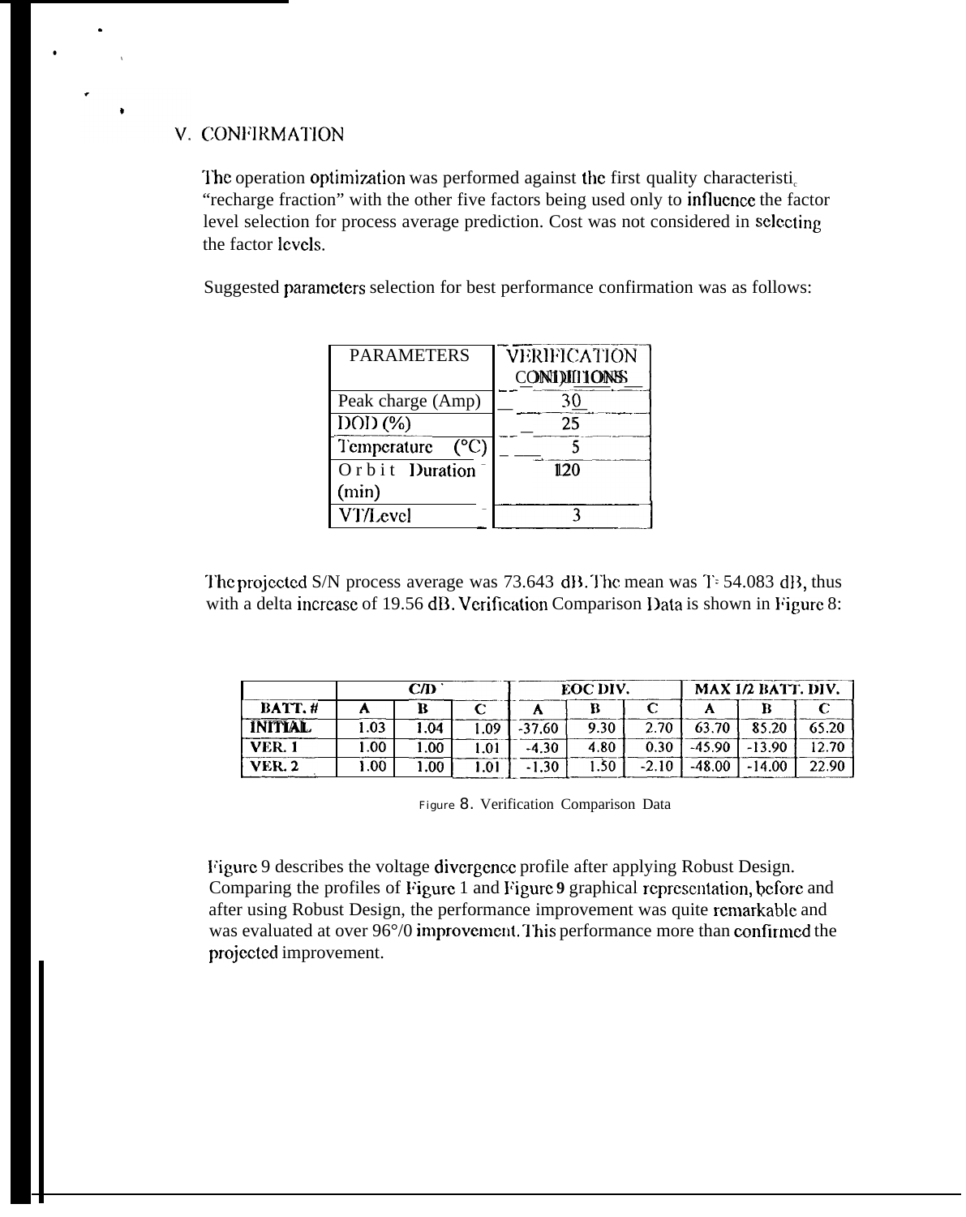## V. CONFIRMATION

The operation optimization was performed against the first quality characteristic "recharge fraction" with the other five factors being used only to influence the factor level selection for process average prediction. Cost was not considered in selecting the factor levels.

Suggested parameters selection for best performance confirmation was as follows:

| PARAMETERS | VERIFICATION CONDITIONS |
|---|---|
| Peak charge (Amp) | 30 |
| DOD (%) | 25 |
| Temperature (°C) | 5 |
| Orbit Duration (min) | 120 |
| VT/Level | 3 |

The projected S/N process average was 73.643 dB. The mean was T= 54.083 dB, thus with a delta increase of 19.56 dB. Verification Comparison Data is shown in Figure 8:

| | C/D | | | EOC DIV. | | | MAX 1/2 BATT. DIV. | | |
|---|---|---|---|---|---|---|---|---|---|
| BATT. # | A | B | C | A | B | C | A | B | C |
| INITIAL | 1.03 | 1.04 | 1.09 | -37.60 | 9.30 | 2.70 | 63.70 | 85.20 | 65.20 |
| VER. 1 | 1.00 | 1.00 | 1.01 | -4.30 | 4.80 | 0.30 | -45.90 | -13.90 | 12.70 |
| VER. 2 | 1.00 | 1.00 | 1.01 | -1.30 | 1.50 | -2.10 | -48.00 | -14.00 | 22.90 |

Figure 8. Verification Comparison Data

Figure 9 describes the voltage divergence profile after applying Robust Design. Comparing the profiles of Figure 1 and Figure 9 graphical representation, before and after using Robust Design, the performance improvement was quite remarkable and was evaluated at over 96% improvement. This performance more than confirmed the projected improvement.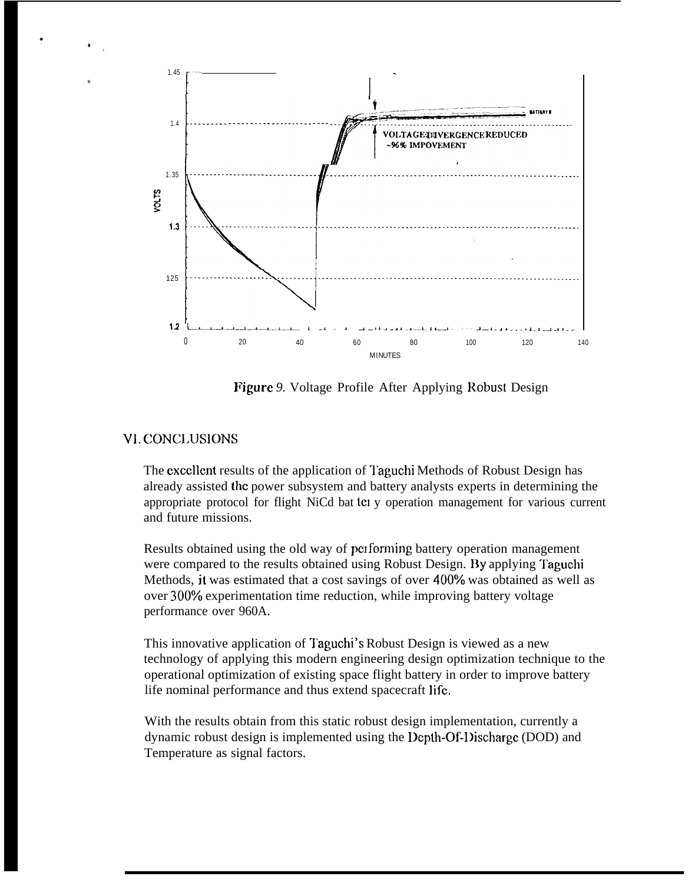1.45

1.4

1.35

VOLTS

1.3

125

1.2

0 20 40 60 80 100 120 140

MINUTES

BATTERY B

VOLTAGE DIVERGENCE REDUCED
~96% IMPOVEMENT

*Figure 9.* Voltage Profile After Applying Robust Design

## VI. CONCLUSIONS

The excellent results of the application of Taguchi Methods of Robust Design has already assisted the power subsystem and battery analysts experts in determining the appropriate protocol for flight NiCd battery operation management for various current and future missions.

Results obtained using the old way of performing battery operation management were compared to the results obtained using Robust Design. By applying Taguchi Methods, it was estimated that a cost savings of over 400% was obtained as well as over 300% experimentation time reduction, while improving battery voltage performance over 960A.

This innovative application of Taguchi's Robust Design is viewed as a new technology of applying this modern engineering design optimization technique to the operational optimization of existing space flight battery in order to improve battery life nominal performance and thus extend spacecraft life.

With the results obtain from this static robust design implementation, currently a dynamic robust design is implemented using the Depth-Of-Discharge (DOD) and Temperature as signal factors.